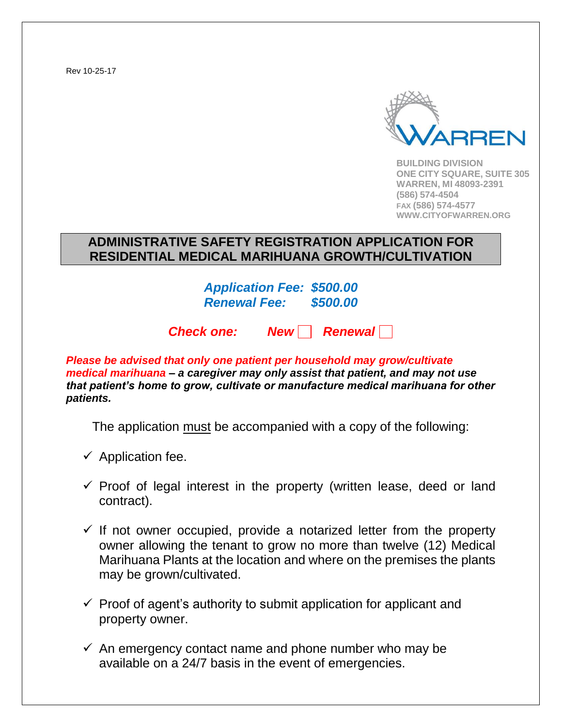Rev 10-25-17

WARREN

**BUILDING DIVISION**
**ONE CITY SQUARE, SUITE 305**
**WARREN, MI 48093-2391**
**(586) 574-4504**
**FAX (586) 574-4577**
**WWW.CITYOFWARREN.ORG**

# ADMINISTRATIVE SAFETY REGISTRATION APPLICATION FOR RESIDENTIAL MEDICAL MARIHUANA GROWTH/CULTIVATION

***Application Fee: $500.00***
***Renewal Fee: $500.00***

***Check one:*** ***New*** ☐ ***Renewal*** ☐

***Please be advised that only one patient per household may grow/cultivate medical marihuana – a caregiver may only assist that patient, and may not use that patient's home to grow, cultivate or manufacture medical marihuana for other patients.***

The application must be accompanied with a copy of the following:

- ✓ Application fee.
- ✓ Proof of legal interest in the property (written lease, deed or land contract).
- ✓ If not owner occupied, provide a notarized letter from the property owner allowing the tenant to grow no more than twelve (12) Medical Marihuana Plants at the location and where on the premises the plants may be grown/cultivated.
- ✓ Proof of agent's authority to submit application for applicant and property owner.
- ✓ An emergency contact name and phone number who may be available on a 24/7 basis in the event of emergencies.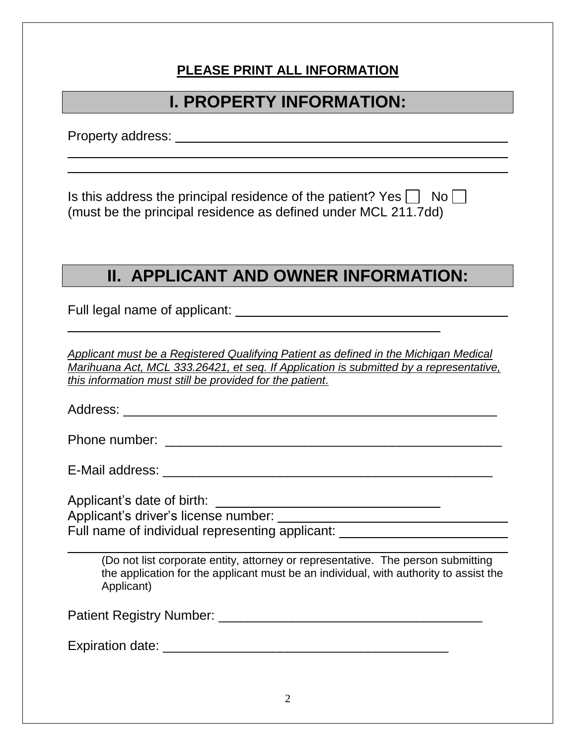**PLEASE PRINT ALL INFORMATION**

## I. PROPERTY INFORMATION:

Property address: ______________________________________________

______________________________________________________________

______________________________________________________________

Is this address the principal residence of the patient? Yes ☐ No ☐
(must be the principal residence as defined under MCL 211.7dd)

## II. APPLICANT AND OWNER INFORMATION:

Full legal name of applicant: ____________________________________

___________________________________________________

*Applicant must be a Registered Qualifying Patient as defined in the Michigan Medical Marihuana Act, MCL 333.26421, et seq. If Application is submitted by a representative, this information must still be provided for the patient.*

Address: ___________________________________________________

Phone number: _______________________________________________

E-Mail address: ______________________________________________

Applicant's date of birth: ______________________________

Applicant's driver's license number: ______________________________

Full name of individual representing applicant: ______________________

______________________________________________________________

(Do not list corporate entity, attorney or representative. The person submitting the application for the applicant must be an individual, with authority to assist the Applicant)

Patient Registry Number: _____________________________________

Expiration date: _______________________________________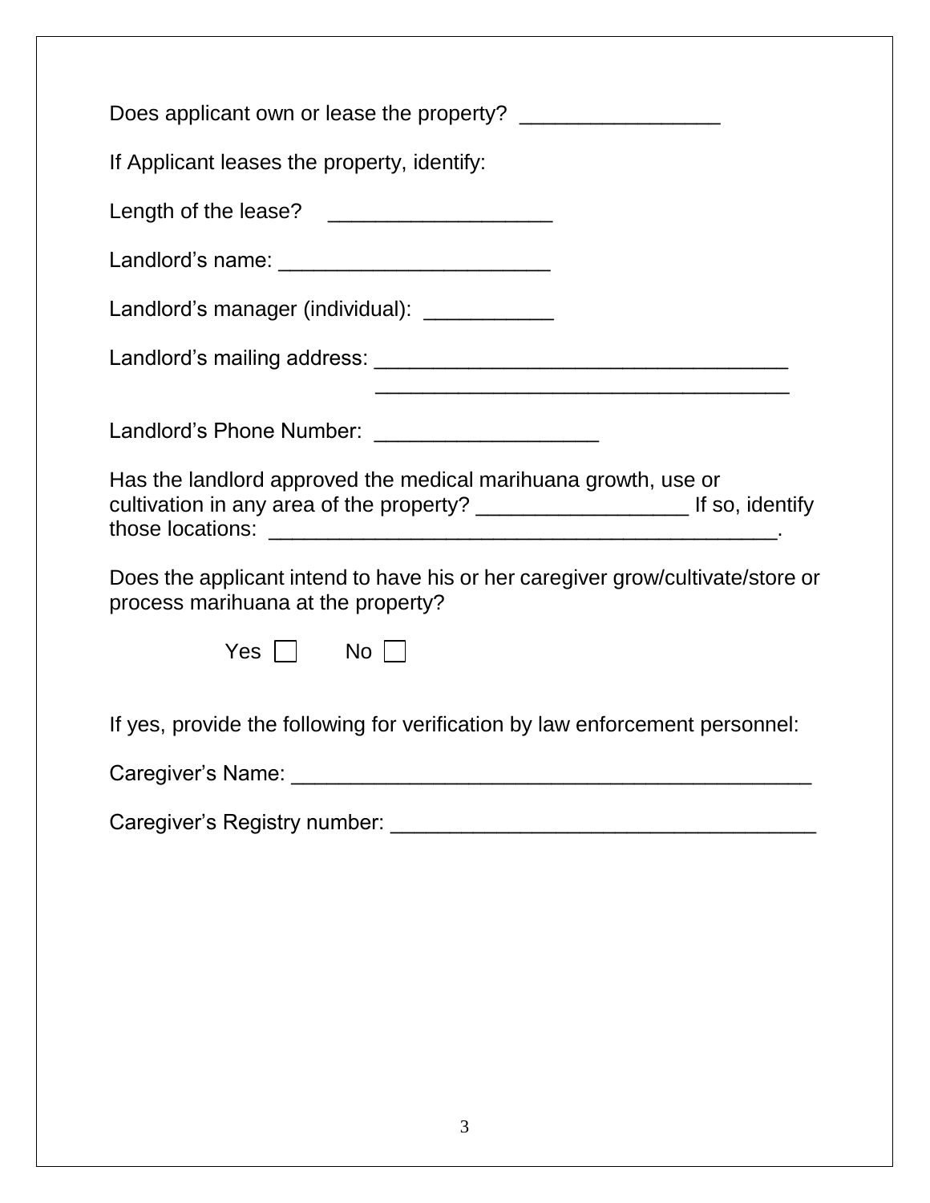Does applicant own or lease the property? ________________

If Applicant leases the property, identify:

Length of the lease? __________________

Landlord's name: ______________________

Landlord's manager (individual): ___________

Landlord's mailing address: __________________________________
__________________________________

Landlord's Phone Number: __________________

Has the landlord approved the medical marihuana growth, use or cultivation in any area of the property? _________________ If so, identify those locations: __________________________________________.

Does the applicant intend to have his or her caregiver grow/cultivate/store or process marihuana at the property?

Yes ☐ No ☐

If yes, provide the following for verification by law enforcement personnel:

Caregiver's Name: ____________________________________________

Caregiver's Registry number: ___________________________________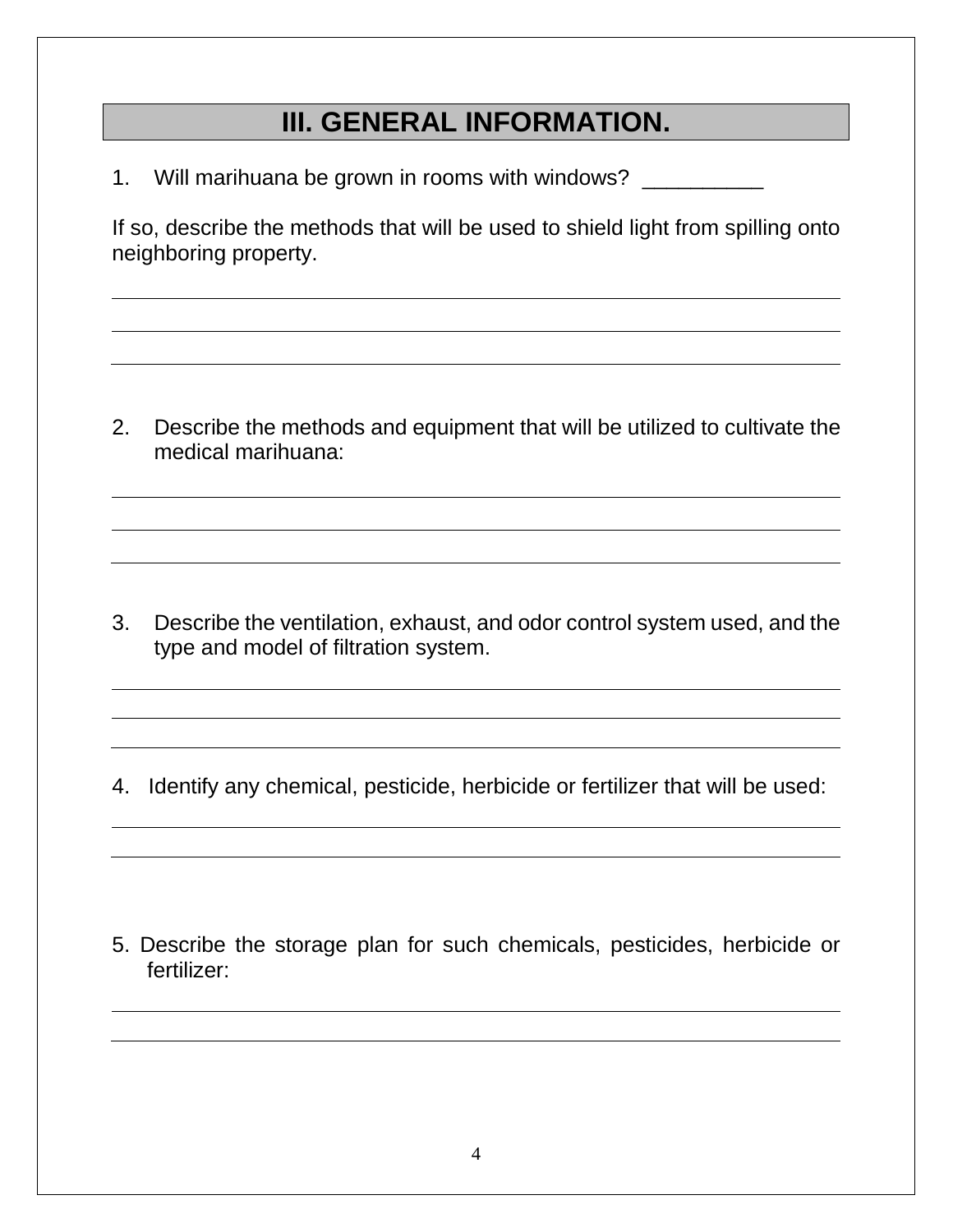## III. GENERAL INFORMATION.

1. Will marihuana be grown in rooms with windows? __________

If so, describe the methods that will be used to shield light from spilling onto neighboring property.

______________________________________________________________________

______________________________________________________________________

______________________________________________________________________

2. Describe the methods and equipment that will be utilized to cultivate the medical marihuana:

______________________________________________________________________

______________________________________________________________________

______________________________________________________________________

3. Describe the ventilation, exhaust, and odor control system used, and the type and model of filtration system.

______________________________________________________________________

______________________________________________________________________

______________________________________________________________________

4. Identify any chemical, pesticide, herbicide or fertilizer that will be used:

______________________________________________________________________

______________________________________________________________________

5. Describe the storage plan for such chemicals, pesticides, herbicide or fertilizer:

______________________________________________________________________

______________________________________________________________________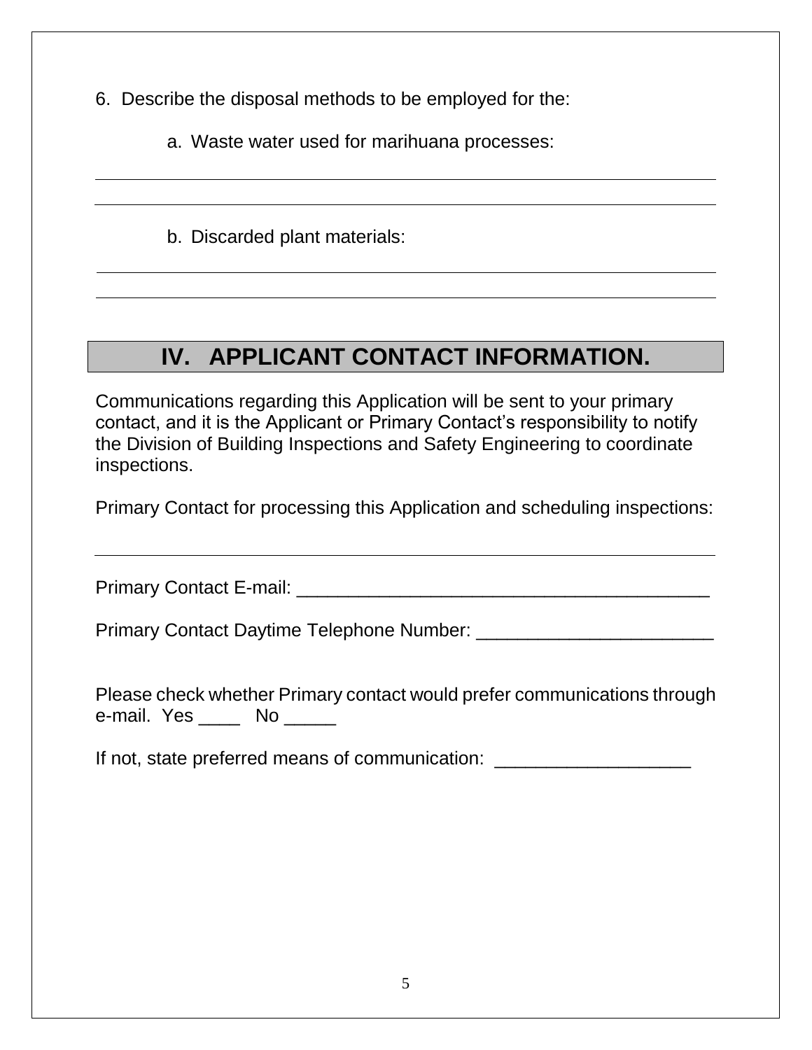6. Describe the disposal methods to be employed for the:

   a. Waste water used for marihuana processes:

   ______________________________________________________________

   ______________________________________________________________

   b. Discarded plant materials:

   ______________________________________________________________

   ______________________________________________________________

## IV. APPLICANT CONTACT INFORMATION.

Communications regarding this Application will be sent to your primary contact, and it is the Applicant or Primary Contact's responsibility to notify the Division of Building Inspections and Safety Engineering to coordinate inspections.

Primary Contact for processing this Application and scheduling inspections:

______________________________________________________________

Primary Contact E-mail: ________________________________________

Primary Contact Daytime Telephone Number: ______________________

Please check whether Primary contact would prefer communications through e-mail. Yes ____ No _____

If not, state preferred means of communication: ___________________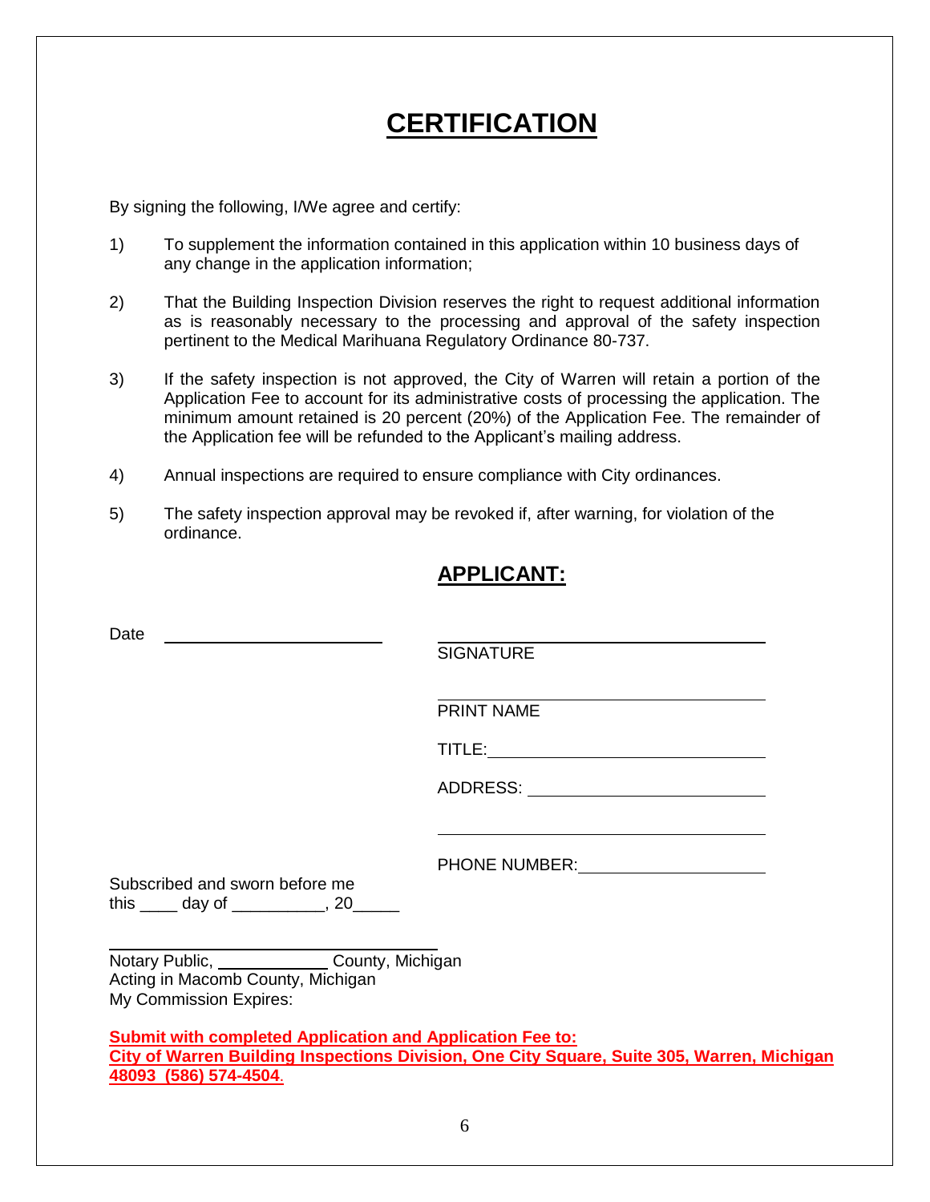# CERTIFICATION

By signing the following, I/We agree and certify:

1) To supplement the information contained in this application within 10 business days of any change in the application information;

2) That the Building Inspection Division reserves the right to request additional information as is reasonably necessary to the processing and approval of the safety inspection pertinent to the Medical Marihuana Regulatory Ordinance 80-737.

3) If the safety inspection is not approved, the City of Warren will retain a portion of the Application Fee to account for its administrative costs of processing the application. The minimum amount retained is 20 percent (20%) of the Application Fee. The remainder of the Application fee will be refunded to the Applicant's mailing address.

4) Annual inspections are required to ensure compliance with City ordinances.

5) The safety inspection approval may be revoked if, after warning, for violation of the ordinance.

## APPLICANT:

Date ______________________

______________________________
SIGNATURE

______________________________
PRINT NAME

TITLE: ______________________________

ADDRESS: ______________________________

______________________________

PHONE NUMBER: ______________________

Subscribed and sworn before me
this ____ day of __________, 20_____

______________________________
Notary Public, ____________ County, Michigan
Acting in Macomb County, Michigan
My Commission Expires:

**Submit with completed Application and Application Fee to:**
**City of Warren Building Inspections Division, One City Square, Suite 305, Warren, Michigan 48093 (586) 574-4504.**